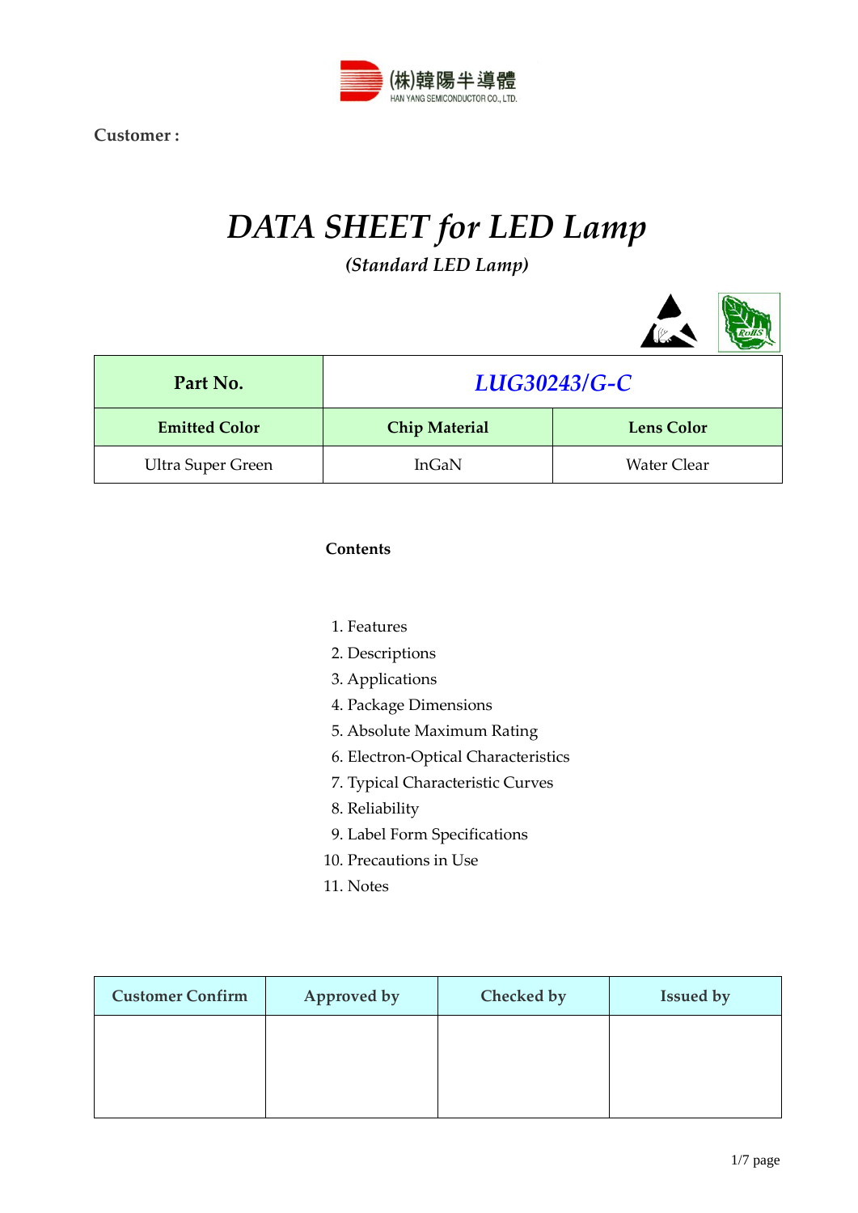(株)韓陽半導體
HAN YANG SEMICONDUCTOR CO., LTD.

Customer :

# *DATA SHEET for LED Lamp*

***(Standard LED Lamp)***

| Part No. | *LUG30243/G-C* | |
|---|---|---|
| **Emitted Color** | **Chip Material** | **Lens Color** |
| Ultra Super Green | InGaN | Water Clear |

**Contents**

1. Features
2. Descriptions
3. Applications
4. Package Dimensions
5. Absolute Maximum Rating
6. Electron-Optical Characteristics
7. Typical Characteristic Curves
8. Reliability
9. Label Form Specifications
10. Precautions in Use
11. Notes

| Customer Confirm | Approved by | Checked by | Issued by |
|---|---|---|---|
| | | | |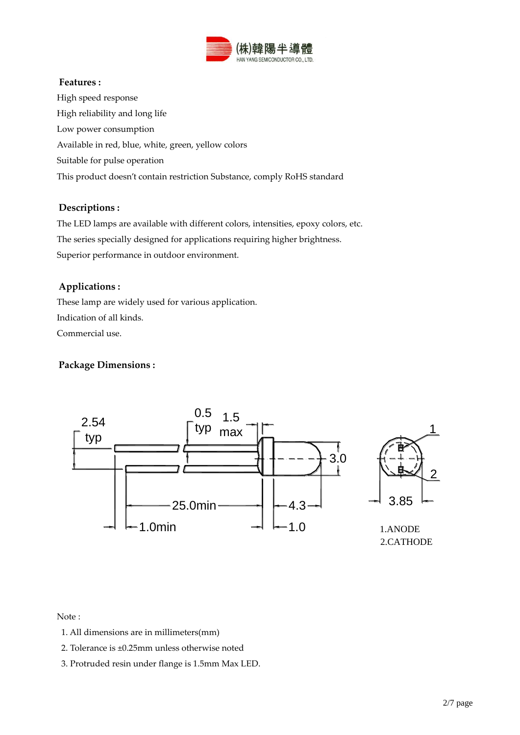### Features :

High speed response

High reliability and long life

Low power consumption

Available in red, blue, white, green, yellow colors

Suitable for pulse operation

This product doesn't contain restriction Substance, comply RoHS standard

### Descriptions :

The LED lamps are available with different colors, intensities, epoxy colors, etc.

The series specially designed for applications requiring higher brightness.

Superior performance in outdoor environment.

### Applications :

These lamp are widely used for various application.

Indication of all kinds.

Commercial use.

### Package Dimensions :

2.54 typ

0.5 typ

1.5 max

3.0

25.0min

4.3

1.0min

1.0

3.85

1.ANODE
2.CATHODE

Note :

1. All dimensions are in millimeters(mm)
2. Tolerance is ±0.25mm unless otherwise noted
3. Protruded resin under flange is 1.5mm Max LED.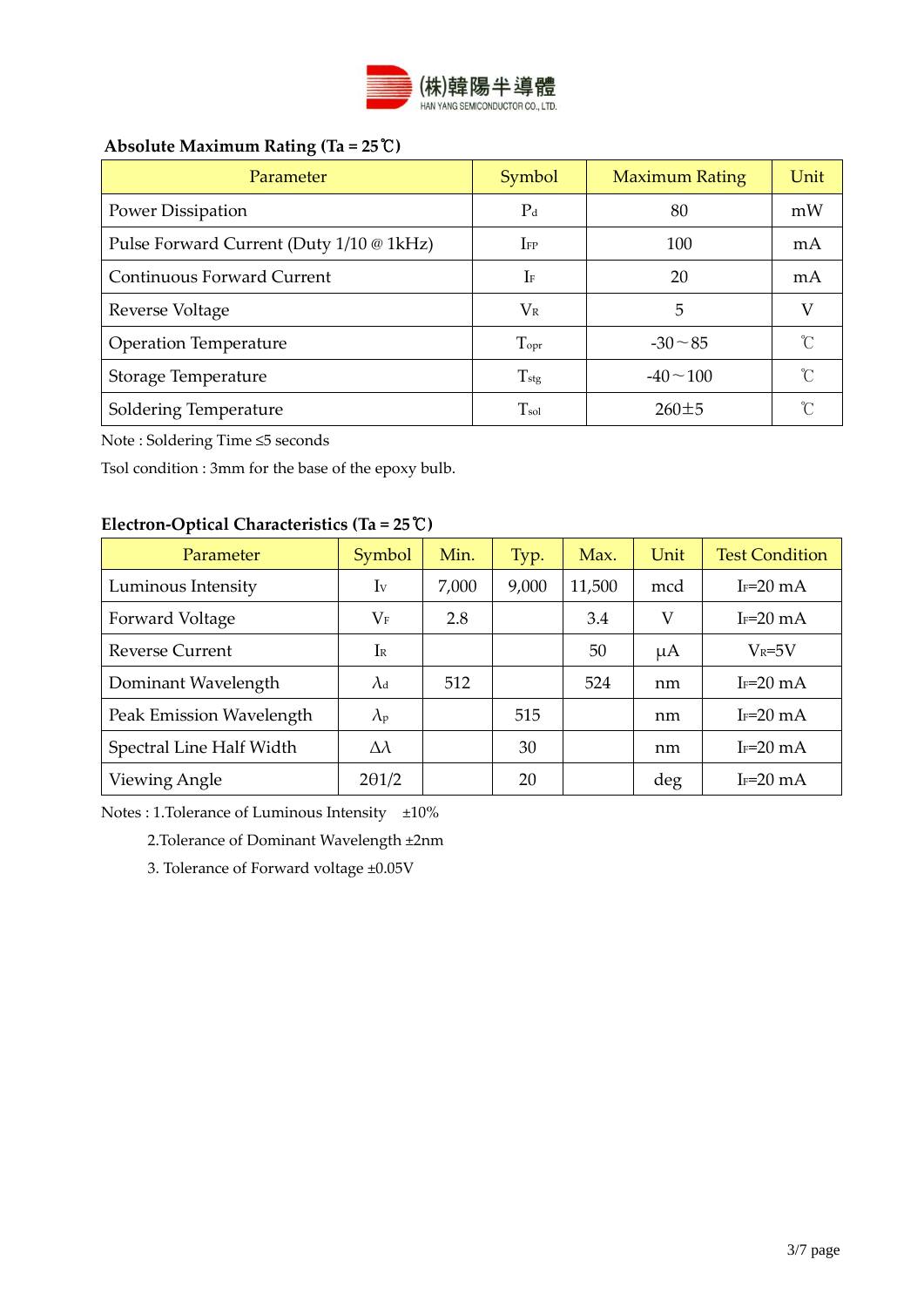(株)韓陽半導體
HAN YANG SEMICONDUCTOR CO., LTD.

**Absolute Maximum Rating (Ta = 25℃)**

| Parameter | Symbol | Maximum Rating | Unit |
|---|---|---|---|
| Power Dissipation | $P_d$ | 80 | mW |
| Pulse Forward Current (Duty 1/10 @ 1kHz) | $I_{FP}$ | 100 | mA |
| Continuous Forward Current | $I_F$ | 20 | mA |
| Reverse Voltage | $V_R$ | 5 | V |
| Operation Temperature | $T_{opr}$ | -30～85 | ℃ |
| Storage Temperature | $T_{stg}$ | -40～100 | ℃ |
| Soldering Temperature | $T_{sol}$ | 260±5 | ℃ |

Note : Soldering Time ≤5 seconds

Tsol condition : 3mm for the base of the epoxy bulb.

**Electron-Optical Characteristics (Ta = 25℃)**

| Parameter | Symbol | Min. | Typ. | Max. | Unit | Test Condition |
|---|---|---|---|---|---|---|
| Luminous Intensity | $I_V$ | 7,000 | 9,000 | 11,500 | mcd | $I_F$=20 mA |
| Forward Voltage | $V_F$ | 2.8 | | 3.4 | V | $I_F$=20 mA |
| Reverse Current | $I_R$ | | | 50 | μA | $V_R$=5V |
| Dominant Wavelength | $\lambda_d$ | 512 | | 524 | nm | $I_F$=20 mA |
| Peak Emission Wavelength | $\lambda_p$ | | 515 | | nm | $I_F$=20 mA |
| Spectral Line Half Width | $\Delta\lambda$ | | 30 | | nm | $I_F$=20 mA |
| Viewing Angle | $2\theta 1/2$ | | 20 | | deg | $I_F$=20 mA |

Notes : 1.Tolerance of Luminous Intensity ±10%

2.Tolerance of Dominant Wavelength ±2nm

3. Tolerance of Forward voltage ±0.05V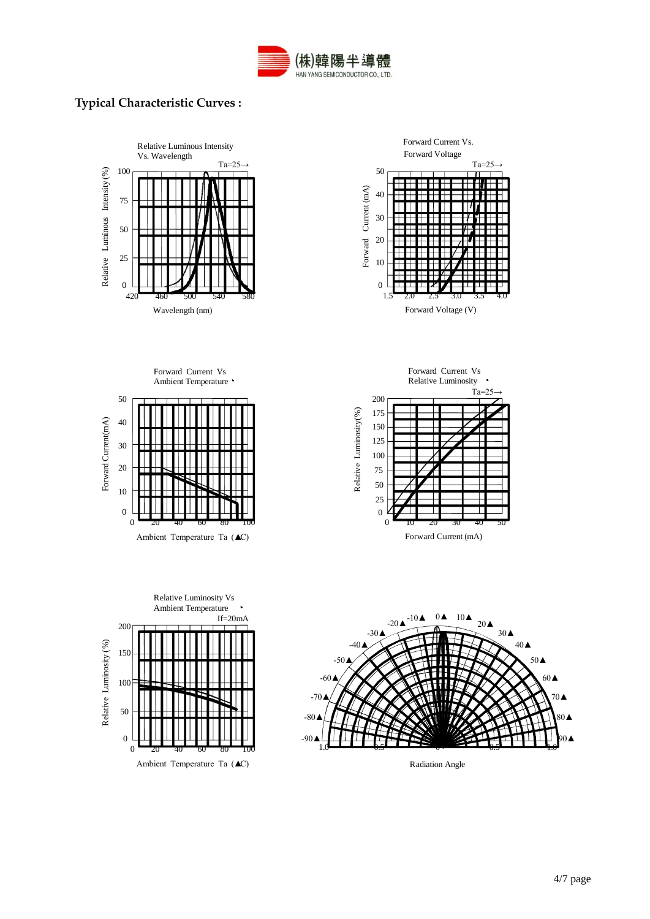## Typical Characteristic Curves :

Relative Luminous Intensity Vs. Wavelength

Ta=25→

Relative Luminous Intensity(%)

100
75
50
25
0

420 460 500 540 580

Wavelength (nm)

Forward Current Vs. Forward Voltage

Ta=25→

Forward Current (mA)

50
40
30
20
10
0

1.5 2.0 2.5 3.0 3.5 4.0

Forward Voltage (V)

Forward Current Vs Ambient Temperature

Forward Current(mA)

50
40
30
20
10
0

0 20 40 60 80 100

Ambient Temperature Ta (▲C)

Forward Current Vs Relative Luminosity

Ta=25→

Relative Luminosity(%)

200
175
150
125
100
75
50
25
0

0 10 20 30 40 50

Forward Current (mA)

Relative Luminosity Vs Ambient Temperature

If=20mA

Relative Luminosity (%)

200
150
100
50
0

0 20 40 60 80 100

Ambient Temperature Ta (▲C)

-90▲ -80▲ -70▲ -60▲ -50▲ -40▲ -30▲ -20▲ -10▲ 0▲ 10▲ 20▲ 30▲ 40▲ 50▲ 60▲ 70▲ 80▲ 90▲

1.0 0.5 0 0.5 1.0

Radiation Angle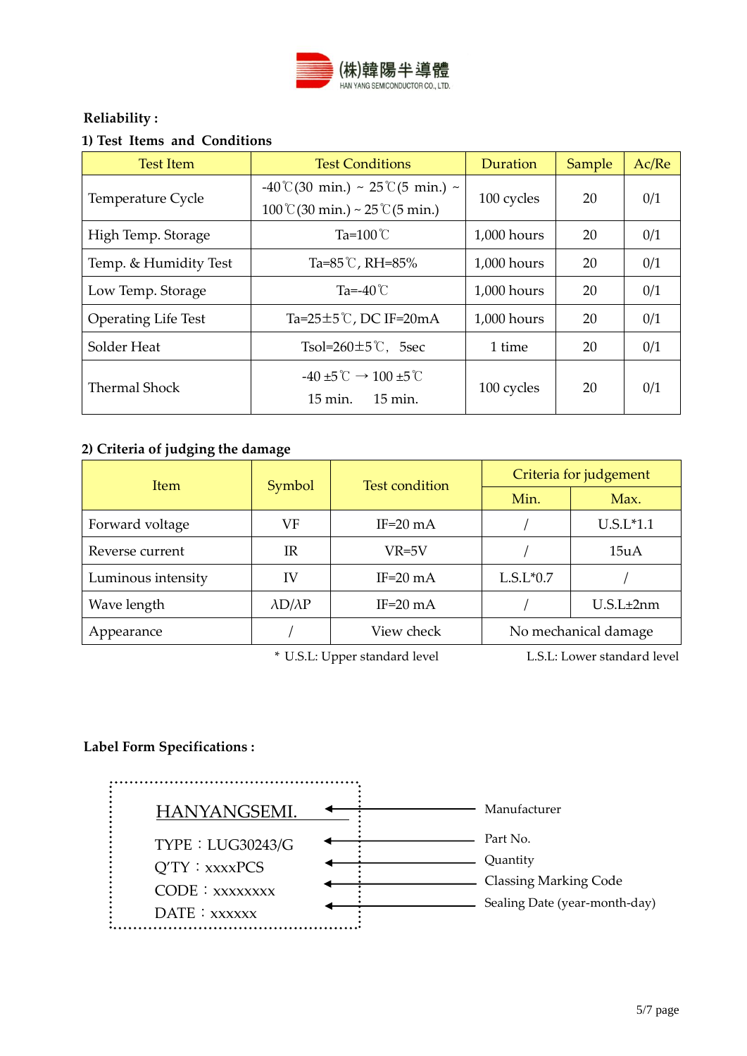(株)韓陽半導體
HAN YANG SEMICONDUCTOR CO., LTD.

**Reliability :**

**1) Test Items and Conditions**

| Test Item | Test Conditions | Duration | Sample | Ac/Re |
|---|---|---|---|---|
| Temperature Cycle | -40℃(30 min.) ~ 25℃(5 min.) ~ 100℃(30 min.) ~ 25℃(5 min.) | 100 cycles | 20 | 0/1 |
| High Temp. Storage | Ta=100℃ | 1,000 hours | 20 | 0/1 |
| Temp. & Humidity Test | Ta=85℃, RH=85% | 1,000 hours | 20 | 0/1 |
| Low Temp. Storage | Ta=-40℃ | 1,000 hours | 20 | 0/1 |
| Operating Life Test | Ta=25±5℃, DC IF=20mA | 1,000 hours | 20 | 0/1 |
| Solder Heat | Tsol=260±5℃, 5sec | 1 time | 20 | 0/1 |
| Thermal Shock | -40 ±5℃ 15 min. → 100 ±5℃ 15 min. | 100 cycles | 20 | 0/1 |

**2) Criteria of judging the damage**

| Item | Symbol | Test condition | Criteria for judgement | |
|---|---|---|---|---|
| | | | Min. | Max. |
| Forward voltage | VF | IF=20 mA | / | U.S.L*1.1 |
| Reverse current | IR | VR=5V | / | 15uA |
| Luminous intensity | IV | IF=20 mA | L.S.L*0.7 | / |
| Wave length | λD/λP | IF=20 mA | / | U.S.L±2nm |
| Appearance | / | View check | No mechanical damage | |

\* U.S.L: Upper standard level　　L.S.L: Lower standard level

**Label Form Specifications :**

HANYANGSEMI. ← Manufacturer

TYPE：LUG30243/G ← Part No.

Q'TY：xxxxPCS ← Quantity

CODE：xxxxxxxx ← Classing Marking Code

DATE：xxxxxx ← Sealing Date (year-month-day)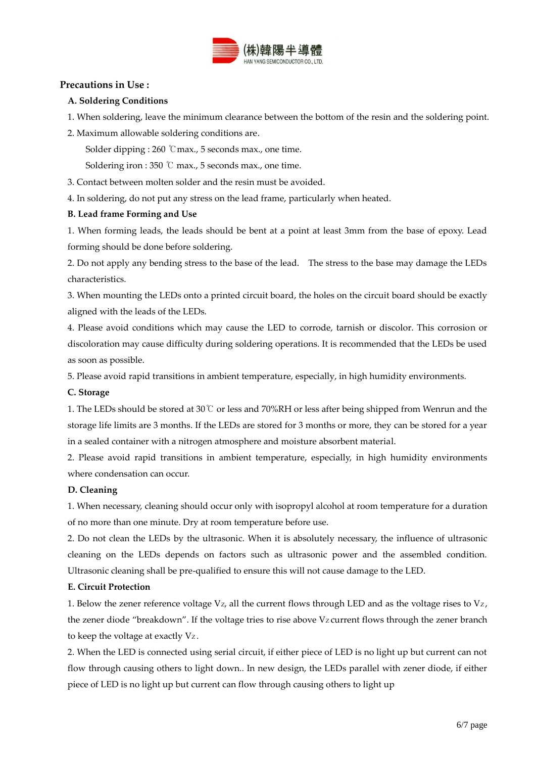## Precautions in Use :

### A. Soldering Conditions

1. When soldering, leave the minimum clearance between the bottom of the resin and the soldering point.
2. Maximum allowable soldering conditions are.

   Solder dipping : 260 ℃max., 5 seconds max., one time.

   Soldering iron : 350 ℃ max., 5 seconds max., one time.
3. Contact between molten solder and the resin must be avoided.
4. In soldering, do not put any stress on the lead frame, particularly when heated.

### B. Lead frame Forming and Use

1. When forming leads, the leads should be bent at a point at least 3mm from the base of epoxy. Lead forming should be done before soldering.
2. Do not apply any bending stress to the base of the lead. The stress to the base may damage the LEDs characteristics.
3. When mounting the LEDs onto a printed circuit board, the holes on the circuit board should be exactly aligned with the leads of the LEDs.
4. Please avoid conditions which may cause the LED to corrode, tarnish or discolor. This corrosion or discoloration may cause difficulty during soldering operations. It is recommended that the LEDs be used as soon as possible.
5. Please avoid rapid transitions in ambient temperature, especially, in high humidity environments.

### C. Storage

1. The LEDs should be stored at 30℃ or less and 70%RH or less after being shipped from Wenrun and the storage life limits are 3 months. If the LEDs are stored for 3 months or more, they can be stored for a year in a sealed container with a nitrogen atmosphere and moisture absorbent material.
2. Please avoid rapid transitions in ambient temperature, especially, in high humidity environments where condensation can occur.

### D. Cleaning

1. When necessary, cleaning should occur only with isopropyl alcohol at room temperature for a duration of no more than one minute. Dry at room temperature before use.
2. Do not clean the LEDs by the ultrasonic. When it is absolutely necessary, the influence of ultrasonic cleaning on the LEDs depends on factors such as ultrasonic power and the assembled condition. Ultrasonic cleaning shall be pre-qualified to ensure this will not cause damage to the LED.

### E. Circuit Protection

1. Below the zener reference voltage $V_Z$, all the current flows through LED and as the voltage rises to $V_Z$, the zener diode "breakdown". If the voltage tries to rise above $V_Z$ current flows through the zener branch to keep the voltage at exactly $V_Z$.
2. When the LED is connected using serial circuit, if either piece of LED is no light up but current can not flow through causing others to light down.. In new design, the LEDs parallel with zener diode, if either piece of LED is no light up but current can flow through causing others to light up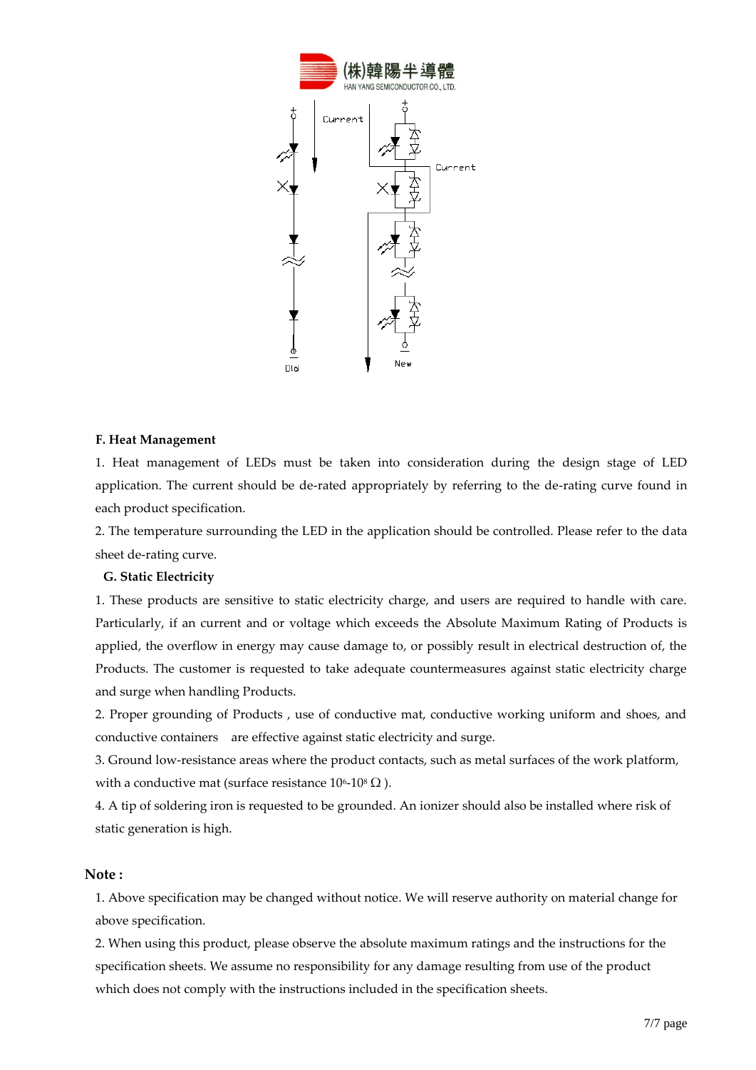Current

Current

Old

New

**F. Heat Management**

1. Heat management of LEDs must be taken into consideration during the design stage of LED application. The current should be de-rated appropriately by referring to the de-rating curve found in each product specification.

2. The temperature surrounding the LED in the application should be controlled. Please refer to the data sheet de-rating curve.

**G. Static Electricity**

1. These products are sensitive to static electricity charge, and users are required to handle with care. Particularly, if an current and or voltage which exceeds the Absolute Maximum Rating of Products is applied, the overflow in energy may cause damage to, or possibly result in electrical destruction of, the Products. The customer is requested to take adequate countermeasures against static electricity charge and surge when handling Products.

2. Proper grounding of Products , use of conductive mat, conductive working uniform and shoes, and conductive containers are effective against static electricity and surge.

3. Ground low-resistance areas where the product contacts, such as metal surfaces of the work platform, with a conductive mat (surface resistance $10^6$-$10^8$ $\Omega$ ).

4. A tip of soldering iron is requested to be grounded. An ionizer should also be installed where risk of static generation is high.

**Note :**

1. Above specification may be changed without notice. We will reserve authority on material change for above specification.

2. When using this product, please observe the absolute maximum ratings and the instructions for the specification sheets. We assume no responsibility for any damage resulting from use of the product which does not comply with the instructions included in the specification sheets.